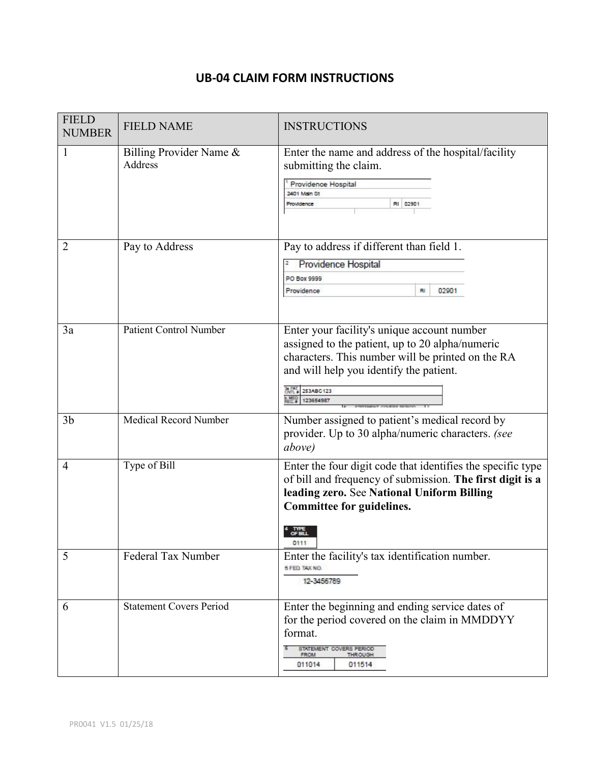# UB-04 CLAIM FORM INSTRUCTIONS

| FIELD NUMBER | FIELD NAME | INSTRUCTIONS |
|---|---|---|
| 1 | Billing Provider Name & Address | Enter the name and address of the hospital/facility submitting the claim.<br>1 Providence Hospital<br>2401 Main St<br>Providence RI 02901 |
| 2 | Pay to Address | Pay to address if different than field 1.<br>2 Providence Hospital<br>PO Box 9999<br>Providence RI 02901 |
| 3a | Patient Control Number | Enter your facility's unique account number assigned to the patient, up to 20 alpha/numeric characters. This number will be printed on the RA and will help you identify the patient.<br>3a PAT. CNTL # 253ABC123<br>b. MED. REC. # 123654987 |
| 3b | Medical Record Number | Number assigned to patient's medical record by provider. Up to 30 alpha/numeric characters. *(see above)* |
| 4 | Type of Bill | Enter the four digit code that identifies the specific type of bill and frequency of submission. **The first digit is a leading zero.** See **National Uniform Billing Committee for guidelines.**<br>4 TYPE OF BILL<br>0111 |
| 5 | Federal Tax Number | Enter the facility's tax identification number.<br>5 FED. TAX NO.<br>12-3456789 |
| 6 | Statement Covers Period | Enter the beginning and ending service dates of for the period covered on the claim in MMDDYY format.<br>6 STATEMENT COVERS PERIOD FROM THROUGH<br>011014 011514 |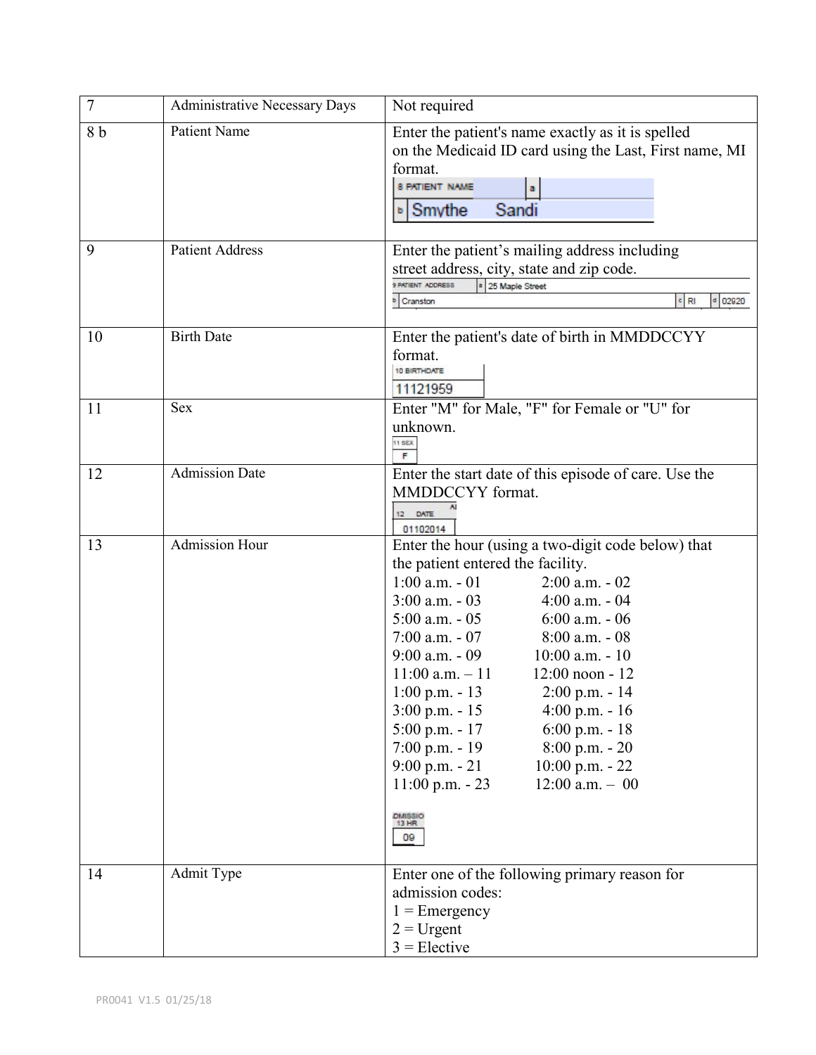| | | |
|---|---|---|
| 7 | Administrative Necessary Days | Not required |
| 8 b | Patient Name | Enter the patient's name exactly as it is spelled on the Medicaid ID card using the Last, First name, MI format.<br>8 PATIENT NAME a<br>b Smythe Sandi |
| 9 | Patient Address | Enter the patient's mailing address including street address, city, state and zip code.<br>9 PATIENT ADDRESS a 25 Maple Street<br>b Cranston c RI d 02920 |
| 10 | Birth Date | Enter the patient's date of birth in MMDDCCYY format.<br>10 BIRTHDATE<br>11121959 |
| 11 | Sex | Enter "M" for Male, "F" for Female or "U" for unknown.<br>11 SEX<br>F |
| 12 | Admission Date | Enter the start date of this episode of care. Use the MMDDCCYY format.<br>12 DATE<br>01102014 |
| 13 | Admission Hour | Enter the hour (using a two-digit code below) that the patient entered the facility.<br>1:00 a.m. - 01 2:00 a.m. - 02<br>3:00 a.m. - 03 4:00 a.m. - 04<br>5:00 a.m. - 05 6:00 a.m. - 06<br>7:00 a.m. - 07 8:00 a.m. - 08<br>9:00 a.m. - 09 10:00 a.m. - 10<br>11:00 a.m. – 11 12:00 noon - 12<br>1:00 p.m. - 13 2:00 p.m. - 14<br>3:00 p.m. - 15 4:00 p.m. - 16<br>5:00 p.m. - 17 6:00 p.m. - 18<br>7:00 p.m. - 19 8:00 p.m. - 20<br>9:00 p.m. - 21 10:00 p.m. - 22<br>11:00 p.m. - 23 12:00 a.m. – 00<br>ADMISSION 13 HR<br>09 |
| 14 | Admit Type | Enter one of the following primary reason for admission codes:<br>1 = Emergency<br>2 = Urgent<br>3 = Elective |

PR0041 V1.5 01/25/18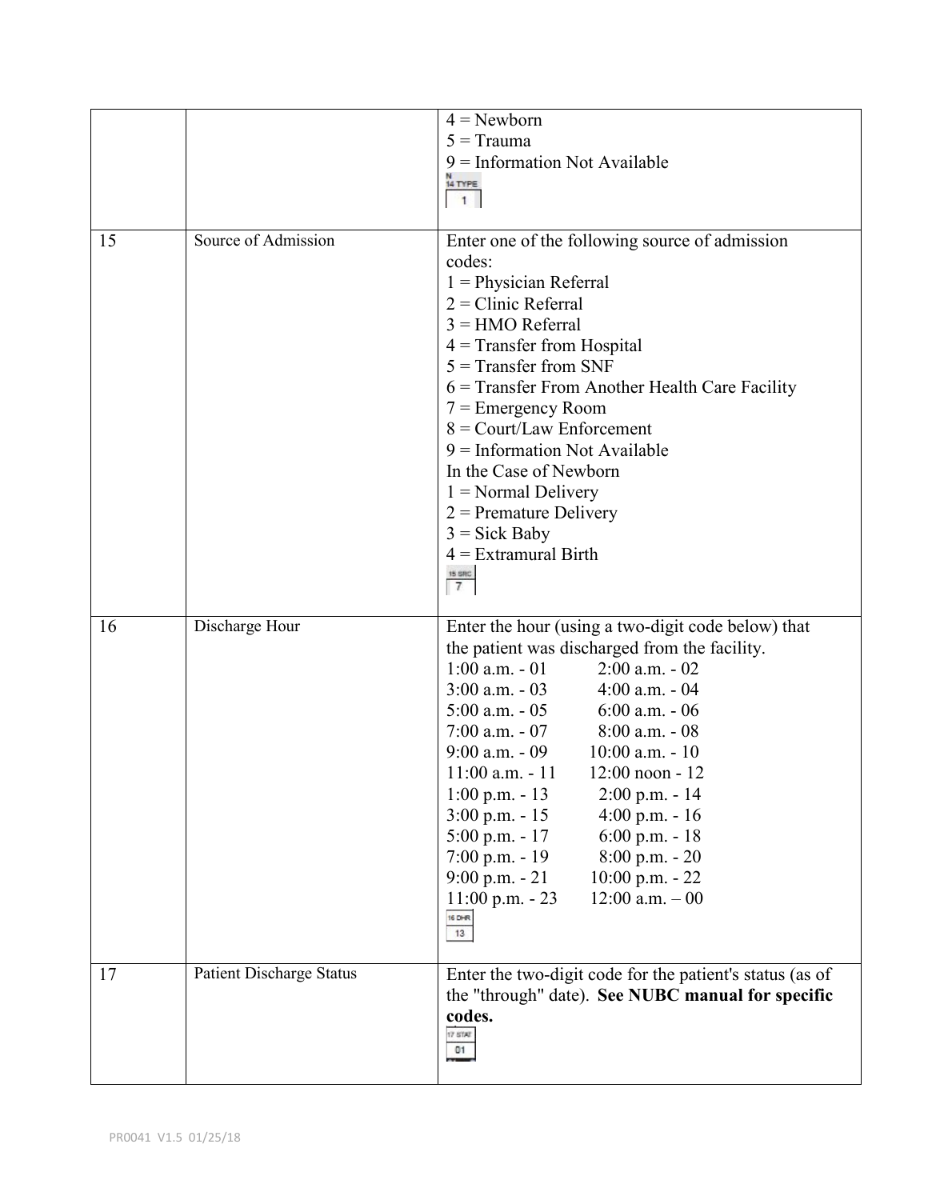| | | |
|---|---|---|
| | | 4 = Newborn<br>5 = Trauma<br>9 = Information Not Available<br>N<br>14 TYPE<br>1 |
| 15 | Source of Admission | Enter one of the following source of admission codes:<br>1 = Physician Referral<br>2 = Clinic Referral<br>3 = HMO Referral<br>4 = Transfer from Hospital<br>5 = Transfer from SNF<br>6 = Transfer From Another Health Care Facility<br>7 = Emergency Room<br>8 = Court/Law Enforcement<br>9 = Information Not Available<br>In the Case of Newborn<br>1 = Normal Delivery<br>2 = Premature Delivery<br>3 = Sick Baby<br>4 = Extramural Birth<br>15 SRC<br>7 |
| 16 | Discharge Hour | Enter the hour (using a two-digit code below) that the patient was discharged from the facility.<br>1:00 a.m. - 01 2:00 a.m. - 02<br>3:00 a.m. - 03 4:00 a.m. - 04<br>5:00 a.m. - 05 6:00 a.m. - 06<br>7:00 a.m. - 07 8:00 a.m. - 08<br>9:00 a.m. - 09 10:00 a.m. - 10<br>11:00 a.m. - 11 12:00 noon - 12<br>1:00 p.m. - 13 2:00 p.m. - 14<br>3:00 p.m. - 15 4:00 p.m. - 16<br>5:00 p.m. - 17 6:00 p.m. - 18<br>7:00 p.m. - 19 8:00 p.m. - 20<br>9:00 p.m. - 21 10:00 p.m. - 22<br>11:00 p.m. - 23 12:00 a.m. – 00<br>16 DHR<br>13 |
| 17 | Patient Discharge Status | Enter the two-digit code for the patient's status (as of the "through" date). **See NUBC manual for specific codes.**<br>17 STAT<br>01 |

PR0041 V1.5 01/25/18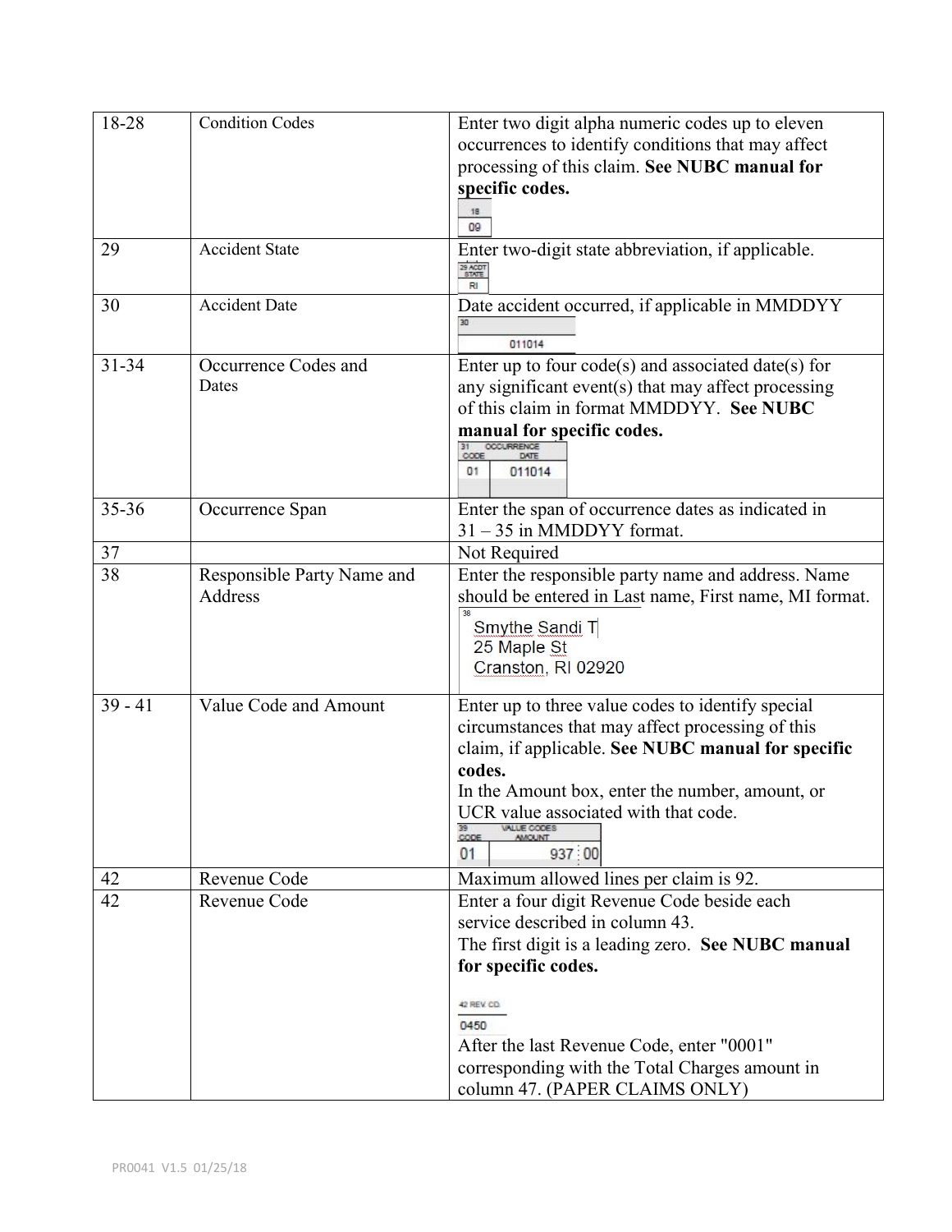| | | |
|---|---|---|
| 18-28 | Condition Codes | Enter two digit alpha numeric codes up to eleven occurrences to identify conditions that may affect processing of this claim. **See NUBC manual for specific codes.** 18 09 |
| 29 | Accident State | Enter two-digit state abbreviation, if applicable. 29 ACDT STATE RI |
| 30 | Accident Date | Date accident occurred, if applicable in MMDDYY 30 011014 |
| 31-34 | Occurrence Codes and Dates | Enter up to four code(s) and associated date(s) for any significant event(s) that may affect processing of this claim in format MMDDYY. **See NUBC manual for specific codes.** 31 OCCURRENCE CODE DATE 01 011014 |
| 35-36 | Occurrence Span | Enter the span of occurrence dates as indicated in 31 – 35 in MMDDYY format. |
| 37 | | Not Required |
| 38 | Responsible Party Name and Address | Enter the responsible party name and address. Name should be entered in Last name, First name, MI format. 38 Smythe Sandi T 25 Maple St Cranston, RI 02920 |
| 39 - 41 | Value Code and Amount | Enter up to three value codes to identify special circumstances that may affect processing of this claim, if applicable. **See NUBC manual for specific codes.** In the Amount box, enter the number, amount, or UCR value associated with that code. 39 VALUE CODES CODE AMOUNT 01 937 00 |
| 42 | Revenue Code | Maximum allowed lines per claim is 92. |
| 42 | Revenue Code | Enter a four digit Revenue Code beside each service described in column 43. The first digit is a leading zero. **See NUBC manual for specific codes.** 42 REV. CD. 0450 After the last Revenue Code, enter "0001" corresponding with the Total Charges amount in column 47. (PAPER CLAIMS ONLY) |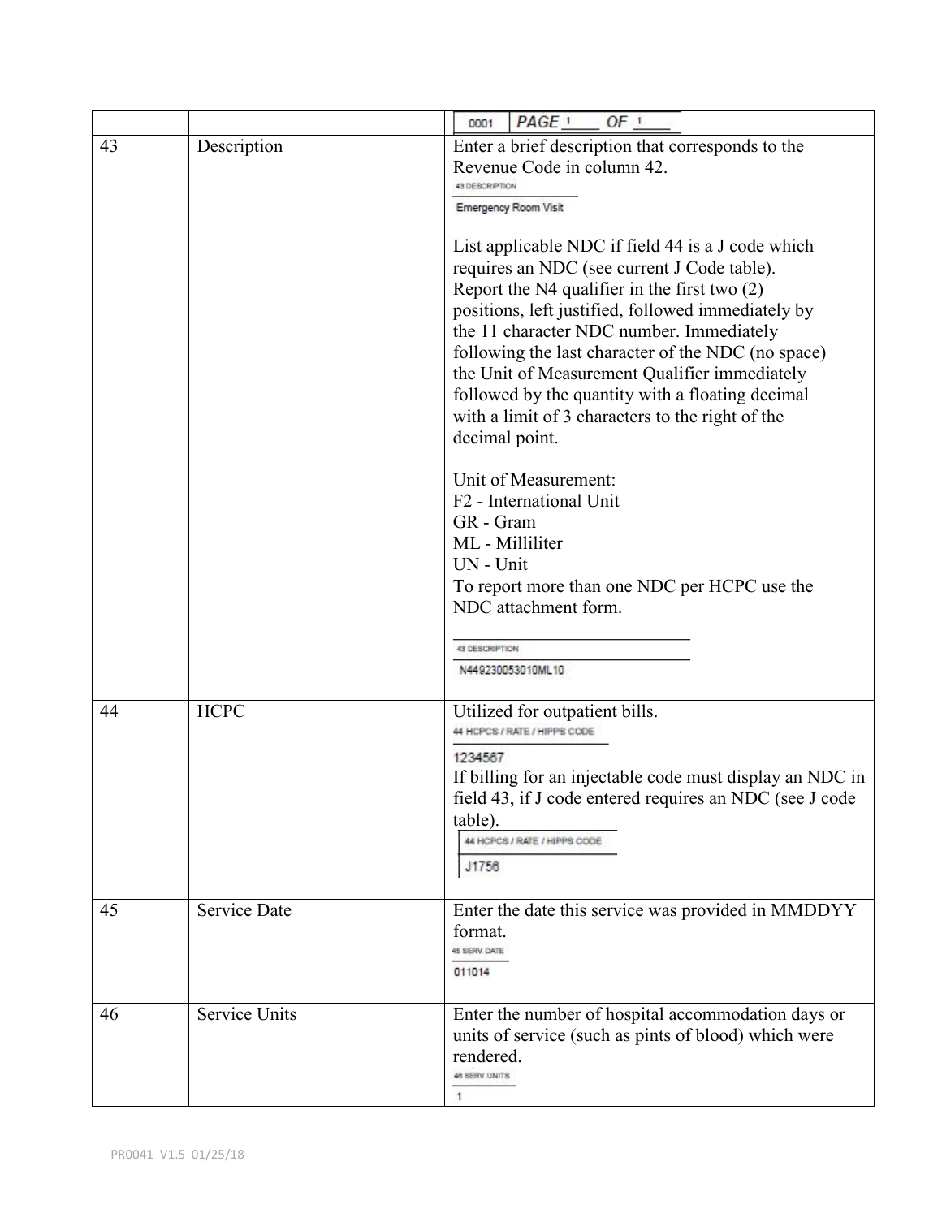| | | 0001 PAGE 1 OF 1 |
|---|---|---|
| 43 | Description | Enter a brief description that corresponds to the Revenue Code in column 42.<br>43 DESCRIPTION<br>Emergency Room Visit<br><br>List applicable NDC if field 44 is a J code which requires an NDC (see current J Code table). Report the N4 qualifier in the first two (2) positions, left justified, followed immediately by the 11 character NDC number. Immediately following the last character of the NDC (no space) the Unit of Measurement Qualifier immediately followed by the quantity with a floating decimal with a limit of 3 characters to the right of the decimal point.<br><br>Unit of Measurement:<br>F2 - International Unit<br>GR - Gram<br>ML - Milliliter<br>UN - Unit<br>To report more than one NDC per HCPC use the NDC attachment form.<br><br>43 DESCRIPTION<br>N449230053010ML10 |
| 44 | HCPC | Utilized for outpatient bills.<br>44 HCPCS / RATE / HIPPS CODE<br>1234567<br>If billing for an injectable code must display an NDC in field 43, if J code entered requires an NDC (see J code table).<br>44 HCPCS / RATE / HIPPS CODE<br>J1756 |
| 45 | Service Date | Enter the date this service was provided in MMDDYY format.<br>45 SERV. DATE<br>011014 |
| 46 | Service Units | Enter the number of hospital accommodation days or units of service (such as pints of blood) which were rendered.<br>46 SERV. UNITS<br>1 |

PR0041 V1.5 01/25/18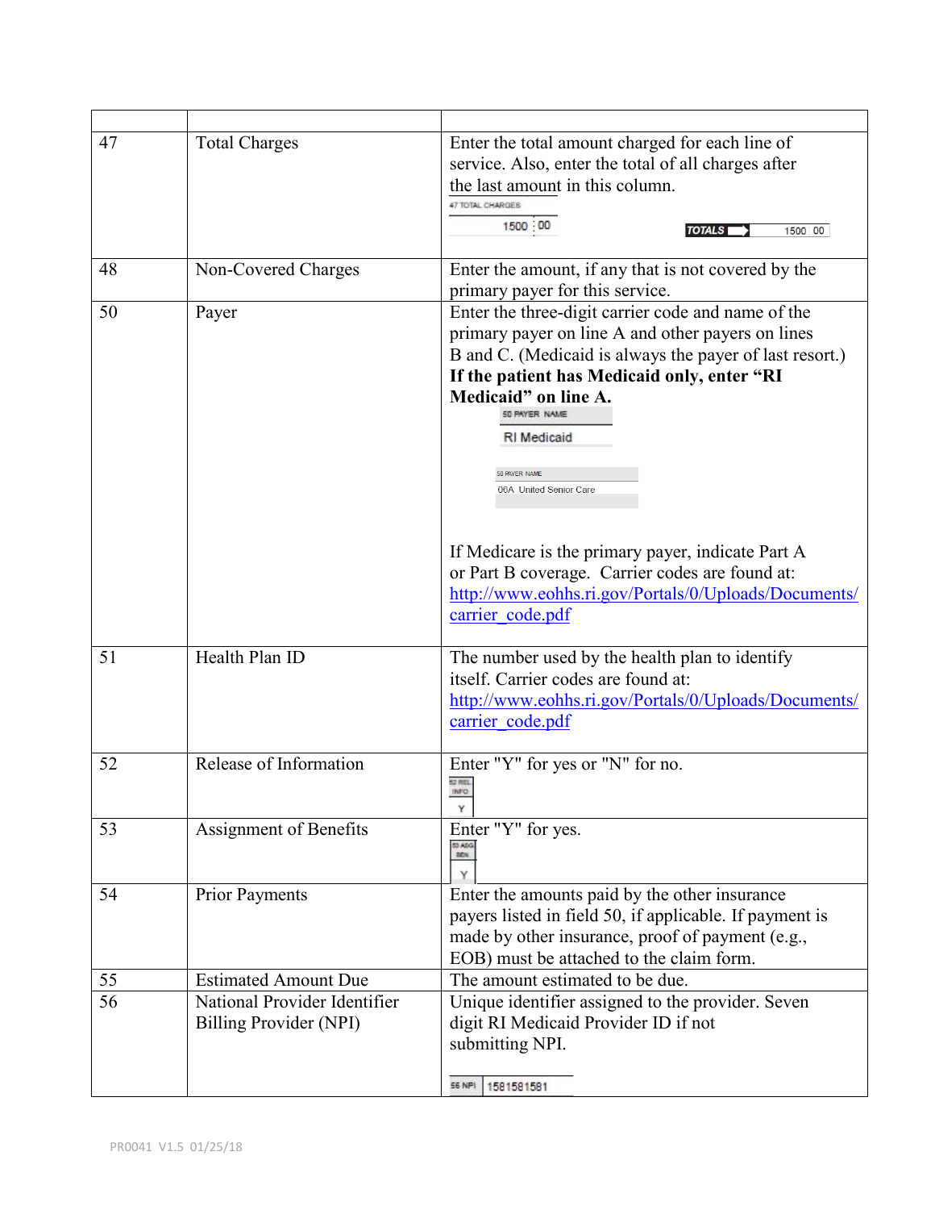| | | |
|---|---|---|
| 47 | Total Charges | Enter the total amount charged for each line of service. Also, enter the total of all charges after the last amount in this column.<br>47 TOTAL CHARGES<br>1500 00 TOTALS 1500 00 |
| 48 | Non-Covered Charges | Enter the amount, if any that is not covered by the primary payer for this service. |
| 50 | Payer | Enter the three-digit carrier code and name of the primary payer on line A and other payers on lines B and C. (Medicaid is always the payer of last resort.) **If the patient has Medicaid only, enter "RI Medicaid" on line A.**<br>50 PAYER NAME<br>RI Medicaid<br>50 PAYER NAME<br>06A United Senior Care<br><br>If Medicare is the primary payer, indicate Part A or Part B coverage. Carrier codes are found at: http://www.eohhs.ri.gov/Portals/0/Uploads/Documents/carrier_code.pdf |
| 51 | Health Plan ID | The number used by the health plan to identify itself. Carrier codes are found at: http://www.eohhs.ri.gov/Portals/0/Uploads/Documents/carrier_code.pdf |
| 52 | Release of Information | Enter "Y" for yes or "N" for no.<br>52 REL INFO<br>Y |
| 53 | Assignment of Benefits | Enter "Y" for yes.<br>53 ASG BEN.<br>Y |
| 54 | Prior Payments | Enter the amounts paid by the other insurance payers listed in field 50, if applicable. If payment is made by other insurance, proof of payment (e.g., EOB) must be attached to the claim form. |
| 55 | Estimated Amount Due | The amount estimated to be due. |
| 56 | National Provider Identifier Billing Provider (NPI) | Unique identifier assigned to the provider. Seven digit RI Medicaid Provider ID if not submitting NPI.<br>56 NPI 1581581581 |

PR0041 V1.5 01/25/18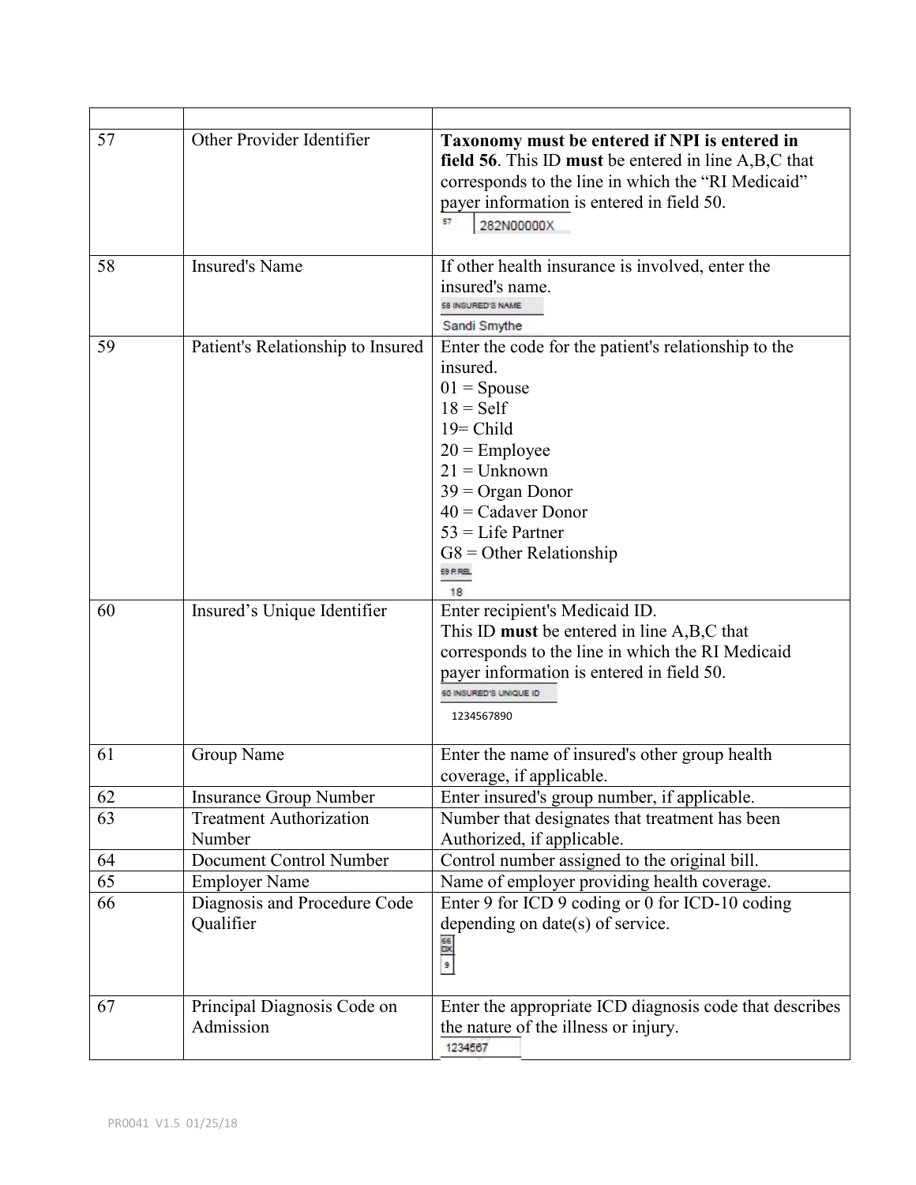| | | |
|---|---|---|
| 57 | Other Provider Identifier | **Taxonomy must be entered if NPI is entered in field 56**. This ID **must** be entered in line A,B,C that corresponds to the line in which the "RI Medicaid" payer information is entered in field 50. 57 282N00000X |
| 58 | Insured's Name | If other health insurance is involved, enter the insured's name. 58 INSURED'S NAME Sandi Smythe |
| 59 | Patient's Relationship to Insured | Enter the code for the patient's relationship to the insured. 01 = Spouse 18 = Self 19= Child 20 = Employee 21 = Unknown 39 = Organ Donor 40 = Cadaver Donor 53 = Life Partner G8 = Other Relationship 59 P.REL 18 |
| 60 | Insured's Unique Identifier | Enter recipient's Medicaid ID. This ID **must** be entered in line A,B,C that corresponds to the line in which the RI Medicaid payer information is entered in field 50. 60 INSURED'S UNIQUE ID 1234567890 |
| 61 | Group Name | Enter the name of insured's other group health coverage, if applicable. |
| 62 | Insurance Group Number | Enter insured's group number, if applicable. |
| 63 | Treatment Authorization Number | Number that designates that treatment has been Authorized, if applicable. |
| 64 | Document Control Number | Control number assigned to the original bill. |
| 65 | Employer Name | Name of employer providing health coverage. |
| 66 | Diagnosis and Procedure Code Qualifier | Enter 9 for ICD 9 coding or 0 for ICD-10 coding depending on date(s) of service. 66 DX 9 |
| 67 | Principal Diagnosis Code on Admission | Enter the appropriate ICD diagnosis code that describes the nature of the illness or injury. 1234567 |

PR0041 V1.5 01/25/18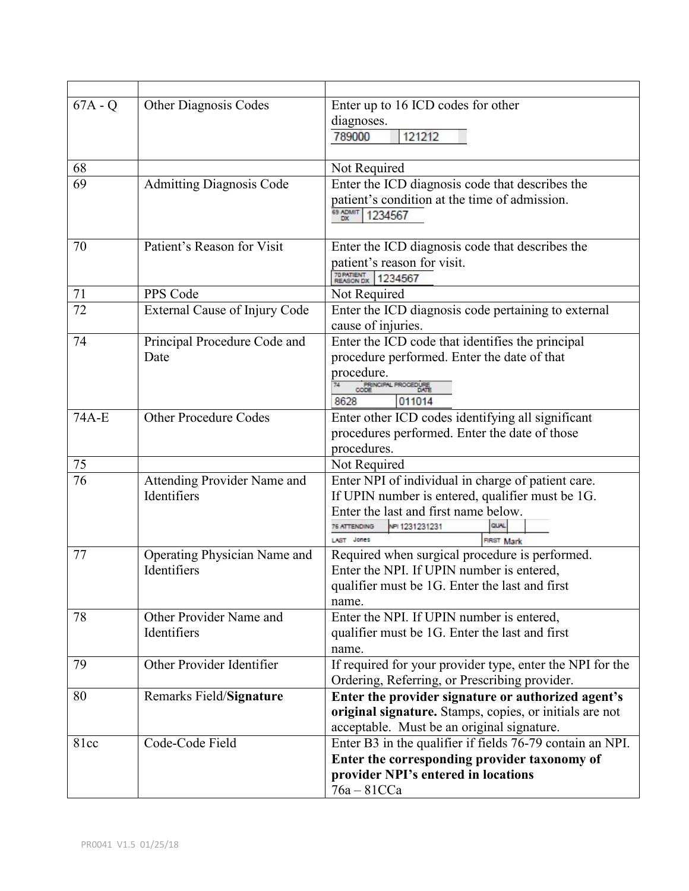| | | |
|---|---|---|
| 67A - Q | Other Diagnosis Codes | Enter up to 16 ICD codes for other diagnoses. 789000 121212 |
| 68 | | Not Required |
| 69 | Admitting Diagnosis Code | Enter the ICD diagnosis code that describes the patient's condition at the time of admission. 69 ADMIT DX 1234567 |
| 70 | Patient's Reason for Visit | Enter the ICD diagnosis code that describes the patient's reason for visit. 70 PATIENT REASON DX 1234567 |
| 71 | PPS Code | Not Required |
| 72 | External Cause of Injury Code | Enter the ICD diagnosis code pertaining to external cause of injuries. |
| 74 | Principal Procedure Code and Date | Enter the ICD code that identifies the principal procedure performed. Enter the date of that procedure. 74 PRINCIPAL PROCEDURE CODE DATE 8628 011014 |
| 74A-E | Other Procedure Codes | Enter other ICD codes identifying all significant procedures performed. Enter the date of those procedures. |
| 75 | | Not Required |
| 76 | Attending Provider Name and Identifiers | Enter NPI of individual in charge of patient care. If UPIN number is entered, qualifier must be 1G. Enter the last and first name below. 76 ATTENDING NPI 1231231231 QUAL LAST Jones FIRST Mark |
| 77 | Operating Physician Name and Identifiers | Required when surgical procedure is performed. Enter the NPI. If UPIN number is entered, qualifier must be 1G. Enter the last and first name. |
| 78 | Other Provider Name and Identifiers | Enter the NPI. If UPIN number is entered, qualifier must be 1G. Enter the last and first name. |
| 79 | Other Provider Identifier | If required for your provider type, enter the NPI for the Ordering, Referring, or Prescribing provider. |
| 80 | Remarks Field/**Signature** | **Enter the provider signature or authorized agent's original signature.** Stamps, copies, or initials are not acceptable. Must be an original signature. |
| 81cc | Code-Code Field | Enter B3 in the qualifier if fields 76-79 contain an NPI. **Enter the corresponding provider taxonomy of provider NPI's entered in locations** 76a – 81CCa |

PR0041 V1.5 01/25/18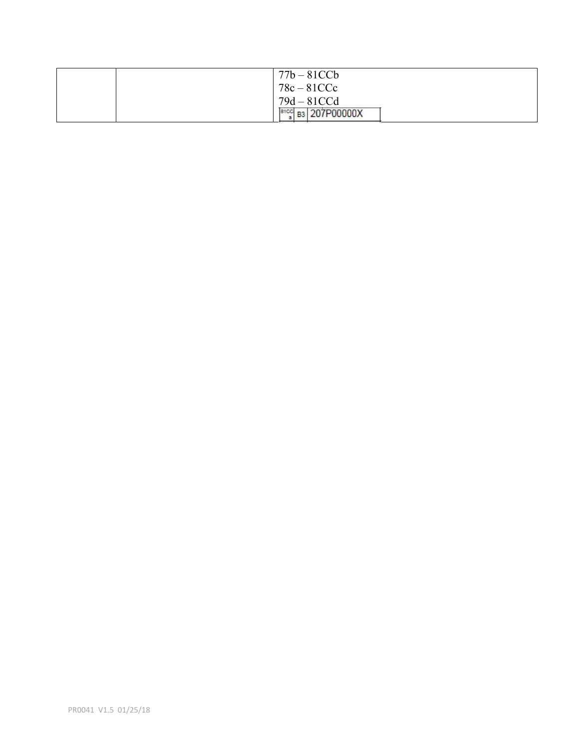| | | |
|---|---|---|
| | | 77b – 81CCb<br>78c – 81CCc<br>79d – 81CCd<br>81CC a B3 207P00000X |